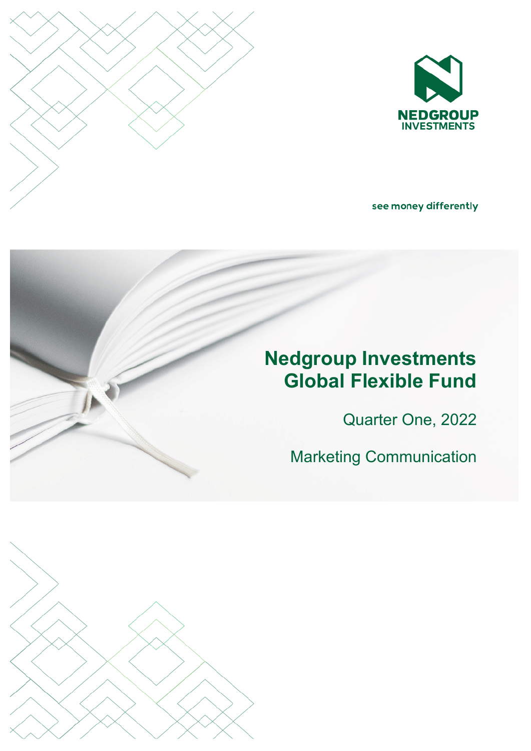NEDGROUP INVESTMENTS

see money differently

# Nedgroup Investments Global Flexible Fund

Quarter One, 2022

Marketing Communication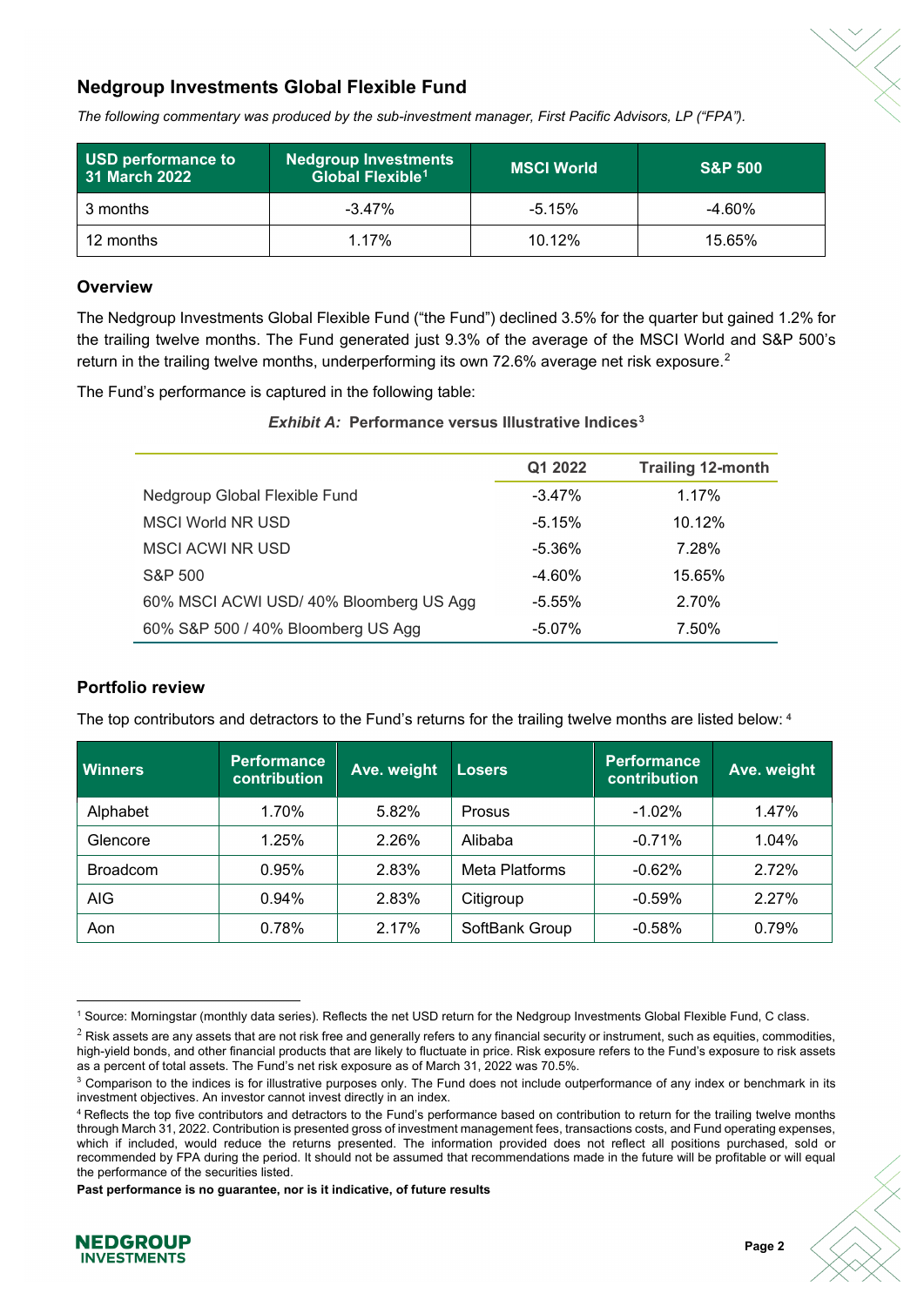## Nedgroup Investments Global Flexible Fund

*The following commentary was produced by the sub-investment manager, First Pacific Advisors, LP ("FPA").*

| USD performance to 31 March 2022 | Nedgroup Investments Global Flexible[1] | MSCI World | S&P 500 |
|---|---|---|---|
| 3 months | -3.47% | -5.15% | -4.60% |
| 12 months | 1.17% | 10.12% | 15.65% |

### Overview

The Nedgroup Investments Global Flexible Fund ("the Fund") declined 3.5% for the quarter but gained 1.2% for the trailing twelve months. The Fund generated just 9.3% of the average of the MSCI World and S&P 500's return in the trailing twelve months, underperforming its own 72.6% average net risk exposure.[2]

The Fund's performance is captured in the following table:

***Exhibit A:* Performance versus Illustrative Indices[3]**

| | Q1 2022 | Trailing 12-month |
|---|---|---|
| Nedgroup Global Flexible Fund | -3.47% | 1.17% |
| MSCI World NR USD | -5.15% | 10.12% |
| MSCI ACWI NR USD | -5.36% | 7.28% |
| S&P 500 | -4.60% | 15.65% |
| 60% MSCI ACWI USD/ 40% Bloomberg US Agg | -5.55% | 2.70% |
| 60% S&P 500 / 40% Bloomberg US Agg | -5.07% | 7.50% |

### Portfolio review

The top contributors and detractors to the Fund's returns for the trailing twelve months are listed below: [4]

| Winners | Performance contribution | Ave. weight | Losers | Performance contribution | Ave. weight |
|---|---|---|---|---|---|
| Alphabet | 1.70% | 5.82% | Prosus | -1.02% | 1.47% |
| Glencore | 1.25% | 2.26% | Alibaba | -0.71% | 1.04% |
| Broadcom | 0.95% | 2.83% | Meta Platforms | -0.62% | 2.72% |
| AIG | 0.94% | 2.83% | Citigroup | -0.59% | 2.27% |
| Aon | 0.78% | 2.17% | SoftBank Group | -0.58% | 0.79% |

[1] Source: Morningstar (monthly data series). Reflects the net USD return for the Nedgroup Investments Global Flexible Fund, C class.

[2] Risk assets are any assets that are not risk free and generally refers to any financial security or instrument, such as equities, commodities, high-yield bonds, and other financial products that are likely to fluctuate in price. Risk exposure refers to the Fund's exposure to risk assets as a percent of total assets. The Fund's net risk exposure as of March 31, 2022 was 70.5%.

[3] Comparison to the indices is for illustrative purposes only. The Fund does not include outperformance of any index or benchmark in its investment objectives. An investor cannot invest directly in an index.

[4] Reflects the top five contributors and detractors to the Fund's performance based on contribution to return for the trailing twelve months through March 31, 2022. Contribution is presented gross of investment management fees, transactions costs, and Fund operating expenses, which if included, would reduce the returns presented. The information provided does not reflect all positions purchased, sold or recommended by FPA during the period. It should not be assumed that recommendations made in the future will be profitable or will equal the performance of the securities listed.

**Past performance is no guarantee, nor is it indicative, of future results**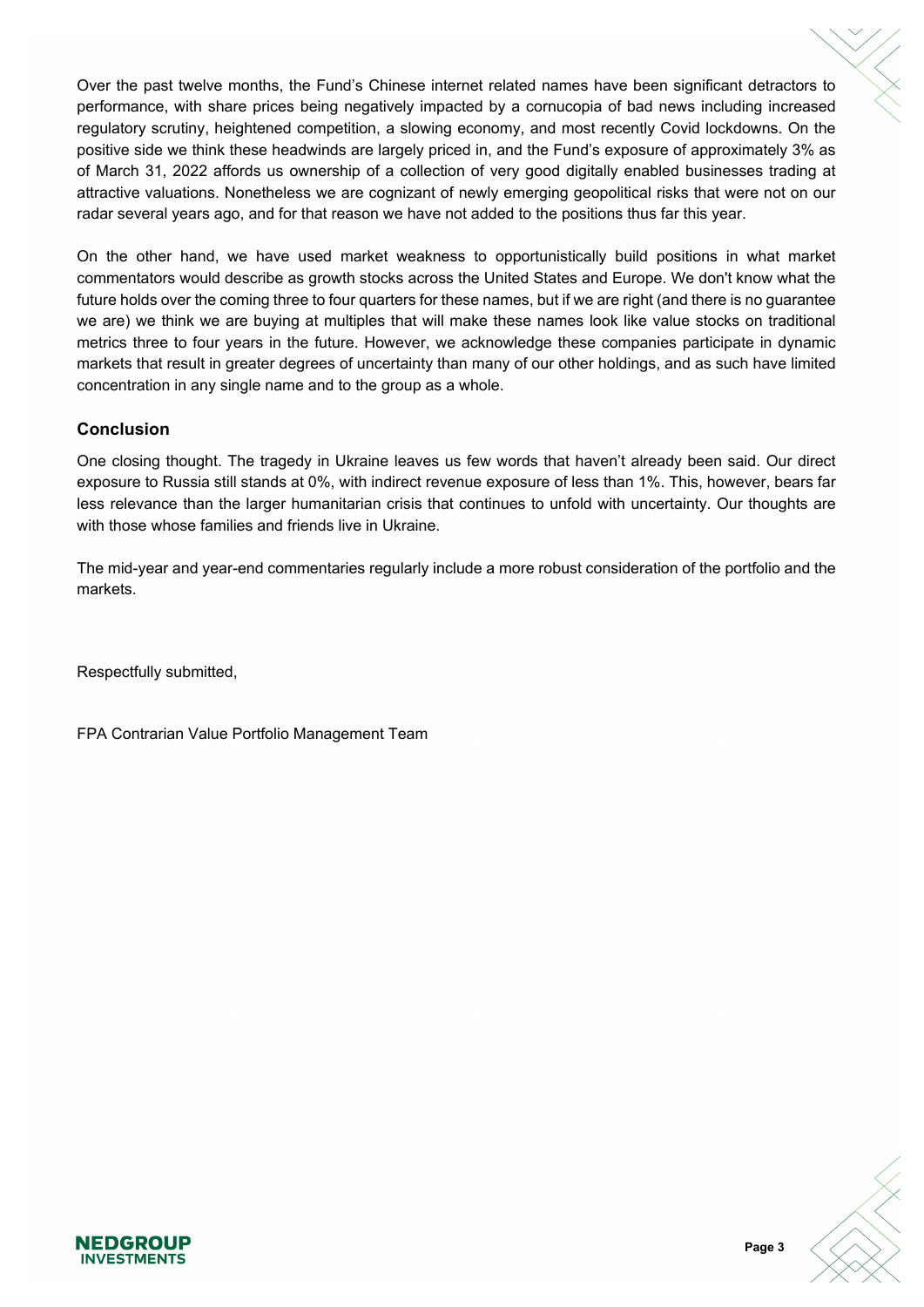Over the past twelve months, the Fund's Chinese internet related names have been significant detractors to performance, with share prices being negatively impacted by a cornucopia of bad news including increased regulatory scrutiny, heightened competition, a slowing economy, and most recently Covid lockdowns. On the positive side we think these headwinds are largely priced in, and the Fund's exposure of approximately 3% as of March 31, 2022 affords us ownership of a collection of very good digitally enabled businesses trading at attractive valuations. Nonetheless we are cognizant of newly emerging geopolitical risks that were not on our radar several years ago, and for that reason we have not added to the positions thus far this year.

On the other hand, we have used market weakness to opportunistically build positions in what market commentators would describe as growth stocks across the United States and Europe. We don't know what the future holds over the coming three to four quarters for these names, but if we are right (and there is no guarantee we are) we think we are buying at multiples that will make these names look like value stocks on traditional metrics three to four years in the future. However, we acknowledge these companies participate in dynamic markets that result in greater degrees of uncertainty than many of our other holdings, and as such have limited concentration in any single name and to the group as a whole.

## Conclusion

One closing thought. The tragedy in Ukraine leaves us few words that haven't already been said. Our direct exposure to Russia still stands at 0%, with indirect revenue exposure of less than 1%. This, however, bears far less relevance than the larger humanitarian crisis that continues to unfold with uncertainty. Our thoughts are with those whose families and friends live in Ukraine.

The mid-year and year-end commentaries regularly include a more robust consideration of the portfolio and the markets.

Respectfully submitted,

FPA Contrarian Value Portfolio Management Team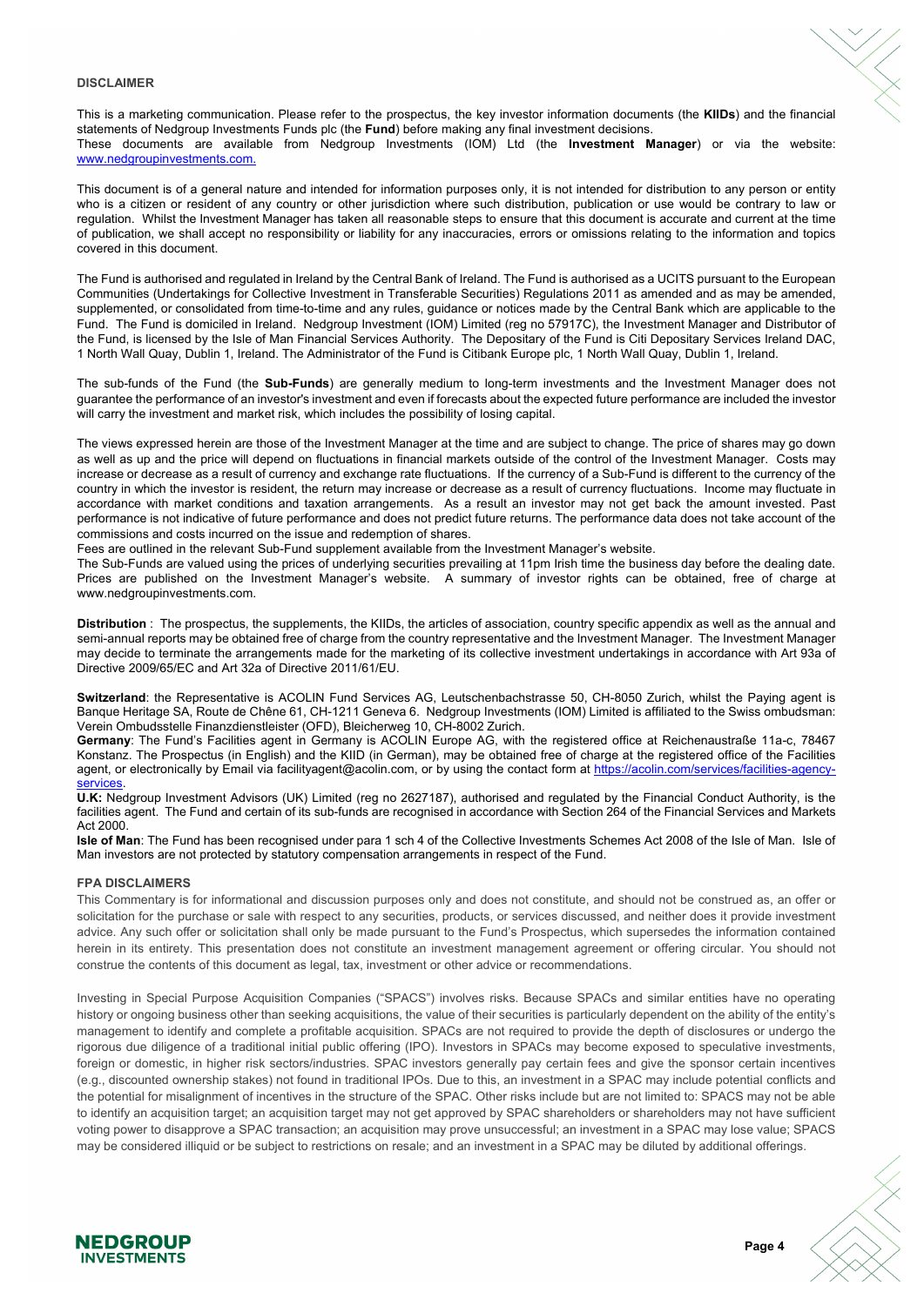## DISCLAIMER

This is a marketing communication. Please refer to the prospectus, the key investor information documents (the **KIIDs**) and the financial statements of Nedgroup Investments Funds plc (the **Fund**) before making any final investment decisions.
These documents are available from Nedgroup Investments (IOM) Ltd (the **Investment Manager**) or via the website: www.nedgroupinvestments.com.

This document is of a general nature and intended for information purposes only, it is not intended for distribution to any person or entity who is a citizen or resident of any country or other jurisdiction where such distribution, publication or use would be contrary to law or regulation. Whilst the Investment Manager has taken all reasonable steps to ensure that this document is accurate and current at the time of publication, we shall accept no responsibility or liability for any inaccuracies, errors or omissions relating to the information and topics covered in this document.

The Fund is authorised and regulated in Ireland by the Central Bank of Ireland. The Fund is authorised as a UCITS pursuant to the European Communities (Undertakings for Collective Investment in Transferable Securities) Regulations 2011 as amended and as may be amended, supplemented, or consolidated from time-to-time and any rules, guidance or notices made by the Central Bank which are applicable to the Fund. The Fund is domiciled in Ireland. Nedgroup Investment (IOM) Limited (reg no 57917C), the Investment Manager and Distributor of the Fund, is licensed by the Isle of Man Financial Services Authority. The Depositary of the Fund is Citi Depositary Services Ireland DAC, 1 North Wall Quay, Dublin 1, Ireland. The Administrator of the Fund is Citibank Europe plc, 1 North Wall Quay, Dublin 1, Ireland.

The sub-funds of the Fund (the **Sub-Funds**) are generally medium to long-term investments and the Investment Manager does not guarantee the performance of an investor's investment and even if forecasts about the expected future performance are included the investor will carry the investment and market risk, which includes the possibility of losing capital.

The views expressed herein are those of the Investment Manager at the time and are subject to change. The price of shares may go down as well as up and the price will depend on fluctuations in financial markets outside of the control of the Investment Manager. Costs may increase or decrease as a result of currency and exchange rate fluctuations. If the currency of a Sub-Fund is different to the currency of the country in which the investor is resident, the return may increase or decrease as a result of currency fluctuations. Income may fluctuate in accordance with market conditions and taxation arrangements. As a result an investor may not get back the amount invested. Past performance is not indicative of future performance and does not predict future returns. The performance data does not take account of the commissions and costs incurred on the issue and redemption of shares.
Fees are outlined in the relevant Sub-Fund supplement available from the Investment Manager's website.
The Sub-Funds are valued using the prices of underlying securities prevailing at 11pm Irish time the business day before the dealing date. Prices are published on the Investment Manager's website. A summary of investor rights can be obtained, free of charge at www.nedgroupinvestments.com.

**Distribution** : The prospectus, the supplements, the KIIDs, the articles of association, country specific appendix as well as the annual and semi-annual reports may be obtained free of charge from the country representative and the Investment Manager. The Investment Manager may decide to terminate the arrangements made for the marketing of its collective investment undertakings in accordance with Art 93a of Directive 2009/65/EC and Art 32a of Directive 2011/61/EU.

**Switzerland**: the Representative is ACOLIN Fund Services AG, Leutschenbachstrasse 50, CH-8050 Zurich, whilst the Paying agent is Banque Heritage SA, Route de Chêne 61, CH-1211 Geneva 6. Nedgroup Investments (IOM) Limited is affiliated to the Swiss ombudsman: Verein Ombudsstelle Finanzdienstleister (OFD), Bleicherweg 10, CH-8002 Zurich.
**Germany**: The Fund's Facilities agent in Germany is ACOLIN Europe AG, with the registered office at Reichenaustraße 11a-c, 78467 Konstanz. The Prospectus (in English) and the KIID (in German), may be obtained free of charge at the registered office of the Facilities agent, or electronically by Email via facilityagent@acolin.com, or by using the contact form at https://acolin.com/services/facilities-agency-services.
**U.K:** Nedgroup Investment Advisors (UK) Limited (reg no 2627187), authorised and regulated by the Financial Conduct Authority, is the facilities agent. The Fund and certain of its sub-funds are recognised in accordance with Section 264 of the Financial Services and Markets Act 2000.
**Isle of Man**: The Fund has been recognised under para 1 sch 4 of the Collective Investments Schemes Act 2008 of the Isle of Man. Isle of Man investors are not protected by statutory compensation arrangements in respect of the Fund.

## FPA DISCLAIMERS

This Commentary is for informational and discussion purposes only and does not constitute, and should not be construed as, an offer or solicitation for the purchase or sale with respect to any securities, products, or services discussed, and neither does it provide investment advice. Any such offer or solicitation shall only be made pursuant to the Fund's Prospectus, which supersedes the information contained herein in its entirety. This presentation does not constitute an investment management agreement or offering circular. You should not construe the contents of this document as legal, tax, investment or other advice or recommendations.

Investing in Special Purpose Acquisition Companies ("SPACS") involves risks. Because SPACs and similar entities have no operating history or ongoing business other than seeking acquisitions, the value of their securities is particularly dependent on the ability of the entity's management to identify and complete a profitable acquisition. SPACs are not required to provide the depth of disclosures or undergo the rigorous due diligence of a traditional initial public offering (IPO). Investors in SPACs may become exposed to speculative investments, foreign or domestic, in higher risk sectors/industries. SPAC investors generally pay certain fees and give the sponsor certain incentives (e.g., discounted ownership stakes) not found in traditional IPOs. Due to this, an investment in a SPAC may include potential conflicts and the potential for misalignment of incentives in the structure of the SPAC. Other risks include but are not limited to: SPACS may not be able to identify an acquisition target; an acquisition target may not get approved by SPAC shareholders or shareholders may not have sufficient voting power to disapprove a SPAC transaction; an acquisition may prove unsuccessful; an investment in a SPAC may lose value; SPACS may be considered illiquid or be subject to restrictions on resale; and an investment in a SPAC may be diluted by additional offerings.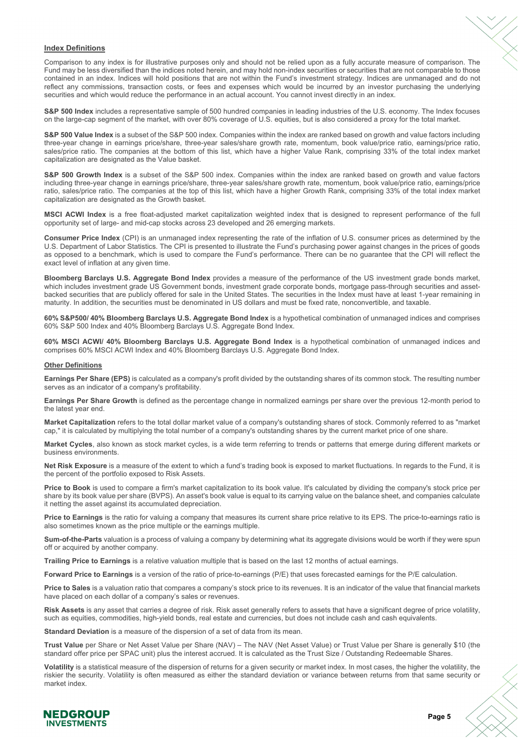## Index Definitions

Comparison to any index is for illustrative purposes only and should not be relied upon as a fully accurate measure of comparison. The Fund may be less diversified than the indices noted herein, and may hold non-index securities or securities that are not comparable to those contained in an index. Indices will hold positions that are not within the Fund's investment strategy. Indices are unmanaged and do not reflect any commissions, transaction costs, or fees and expenses which would be incurred by an investor purchasing the underlying securities and which would reduce the performance in an actual account. You cannot invest directly in an index.

**S&P 500 Index** includes a representative sample of 500 hundred companies in leading industries of the U.S. economy. The Index focuses on the large-cap segment of the market, with over 80% coverage of U.S. equities, but is also considered a proxy for the total market.

**S&P 500 Value Index** is a subset of the S&P 500 index. Companies within the index are ranked based on growth and value factors including three-year change in earnings price/share, three-year sales/share growth rate, momentum, book value/price ratio, earnings/price ratio, sales/price ratio. The companies at the bottom of this list, which have a higher Value Rank, comprising 33% of the total index market capitalization are designated as the Value basket.

**S&P 500 Growth Index** is a subset of the S&P 500 index. Companies within the index are ranked based on growth and value factors including three-year change in earnings price/share, three-year sales/share growth rate, momentum, book value/price ratio, earnings/price ratio, sales/price ratio. The companies at the top of this list, which have a higher Growth Rank, comprising 33% of the total index market capitalization are designated as the Growth basket.

**MSCI ACWI Index** is a free float-adjusted market capitalization weighted index that is designed to represent performance of the full opportunity set of large- and mid-cap stocks across 23 developed and 26 emerging markets.

**Consumer Price Index** (CPI) is an unmanaged index representing the rate of the inflation of U.S. consumer prices as determined by the U.S. Department of Labor Statistics. The CPI is presented to illustrate the Fund's purchasing power against changes in the prices of goods as opposed to a benchmark, which is used to compare the Fund's performance. There can be no guarantee that the CPI will reflect the exact level of inflation at any given time.

**Bloomberg Barclays U.S. Aggregate Bond Index** provides a measure of the performance of the US investment grade bonds market, which includes investment grade US Government bonds, investment grade corporate bonds, mortgage pass-through securities and asset-backed securities that are publicly offered for sale in the United States. The securities in the Index must have at least 1-year remaining in maturity. In addition, the securities must be denominated in US dollars and must be fixed rate, nonconvertible, and taxable.

**60% S&P500/ 40% Bloomberg Barclays U.S. Aggregate Bond Index** is a hypothetical combination of unmanaged indices and comprises 60% S&P 500 Index and 40% Bloomberg Barclays U.S. Aggregate Bond Index.

**60% MSCI ACWI/ 40% Bloomberg Barclays U.S. Aggregate Bond Index** is a hypothetical combination of unmanaged indices and comprises 60% MSCI ACWI Index and 40% Bloomberg Barclays U.S. Aggregate Bond Index.

## Other Definitions

**Earnings Per Share (EPS)** is calculated as a company's profit divided by the outstanding shares of its common stock. The resulting number serves as an indicator of a company's profitability.

**Earnings Per Share Growth** is defined as the percentage change in normalized earnings per share over the previous 12-month period to the latest year end.

**Market Capitalization** refers to the total dollar market value of a company's outstanding shares of stock. Commonly referred to as "market cap," it is calculated by multiplying the total number of a company's outstanding shares by the current market price of one share.

**Market Cycles**, also known as stock market cycles, is a wide term referring to trends or patterns that emerge during different markets or business environments.

**Net Risk Exposure** is a measure of the extent to which a fund's trading book is exposed to market fluctuations. In regards to the Fund, it is the percent of the portfolio exposed to Risk Assets.

**Price to Book** is used to compare a firm's market capitalization to its book value. It's calculated by dividing the company's stock price per share by its book value per share (BVPS). An asset's book value is equal to its carrying value on the balance sheet, and companies calculate it netting the asset against its accumulated depreciation.

**Price to Earnings** is the ratio for valuing a company that measures its current share price relative to its EPS. The price-to-earnings ratio is also sometimes known as the price multiple or the earnings multiple.

**Sum-of-the-Parts** valuation is a process of valuing a company by determining what its aggregate divisions would be worth if they were spun off or acquired by another company.

**Trailing Price to Earnings** is a relative valuation multiple that is based on the last 12 months of actual earnings.

**Forward Price to Earnings** is a version of the ratio of price-to-earnings (P/E) that uses forecasted earnings for the P/E calculation.

**Price to Sales** is a valuation ratio that compares a company's stock price to its revenues. It is an indicator of the value that financial markets have placed on each dollar of a company's sales or revenues.

**Risk Assets** is any asset that carries a degree of risk. Risk asset generally refers to assets that have a significant degree of price volatility, such as equities, commodities, high-yield bonds, real estate and currencies, but does not include cash and cash equivalents.

**Standard Deviation** is a measure of the dispersion of a set of data from its mean.

**Trust Value** per Share or Net Asset Value per Share (NAV) – The NAV (Net Asset Value) or Trust Value per Share is generally $10 (the standard offer price per SPAC unit) plus the interest accrued. It is calculated as the Trust Size / Outstanding Redeemable Shares.

**Volatility** is a statistical measure of the dispersion of returns for a given security or market index. In most cases, the higher the volatility, the riskier the security. Volatility is often measured as either the standard deviation or variance between returns from that same security or market index.

NEDGROUP INVESTMENTS